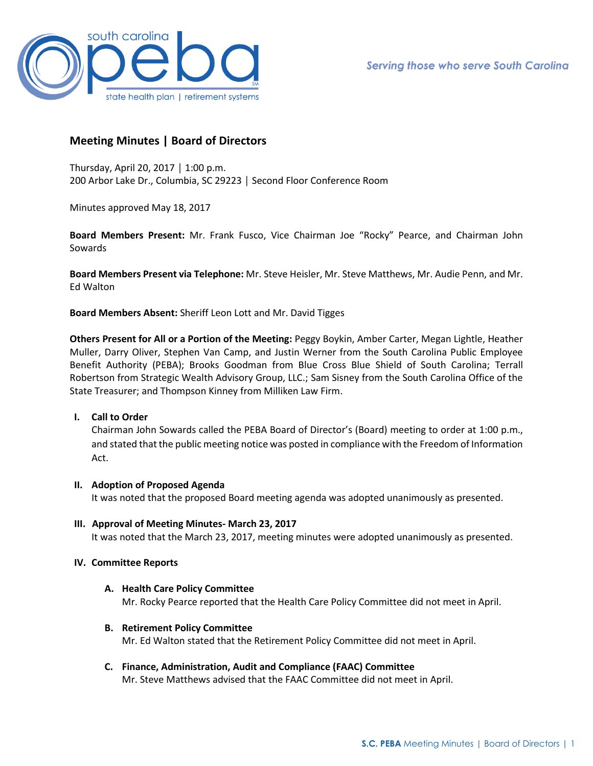# Meeting Minutes | Board of Directors

Thursday, April 20, 2017 │ 1:00 p.m.
200 Arbor Lake Dr., Columbia, SC 29223 │ Second Floor Conference Room

Minutes approved May 18, 2017

**Board Members Present:** Mr. Frank Fusco, Vice Chairman Joe "Rocky" Pearce, and Chairman John Sowards

**Board Members Present via Telephone:** Mr. Steve Heisler, Mr. Steve Matthews, Mr. Audie Penn, and Mr. Ed Walton

**Board Members Absent:** Sheriff Leon Lott and Mr. David Tigges

**Others Present for All or a Portion of the Meeting:** Peggy Boykin, Amber Carter, Megan Lightle, Heather Muller, Darry Oliver, Stephen Van Camp, and Justin Werner from the South Carolina Public Employee Benefit Authority (PEBA); Brooks Goodman from Blue Cross Blue Shield of South Carolina; Terrall Robertson from Strategic Wealth Advisory Group, LLC.; Sam Sisney from the South Carolina Office of the State Treasurer; and Thompson Kinney from Milliken Law Firm.

## I. Call to Order

Chairman John Sowards called the PEBA Board of Director's (Board) meeting to order at 1:00 p.m., and stated that the public meeting notice was posted in compliance with the Freedom of Information Act.

## II. Adoption of Proposed Agenda

It was noted that the proposed Board meeting agenda was adopted unanimously as presented.

## III. Approval of Meeting Minutes- March 23, 2017

It was noted that the March 23, 2017, meeting minutes were adopted unanimously as presented.

## IV. Committee Reports

### A. Health Care Policy Committee

Mr. Rocky Pearce reported that the Health Care Policy Committee did not meet in April.

### B. Retirement Policy Committee

Mr. Ed Walton stated that the Retirement Policy Committee did not meet in April.

### C. Finance, Administration, Audit and Compliance (FAAC) Committee

Mr. Steve Matthews advised that the FAAC Committee did not meet in April.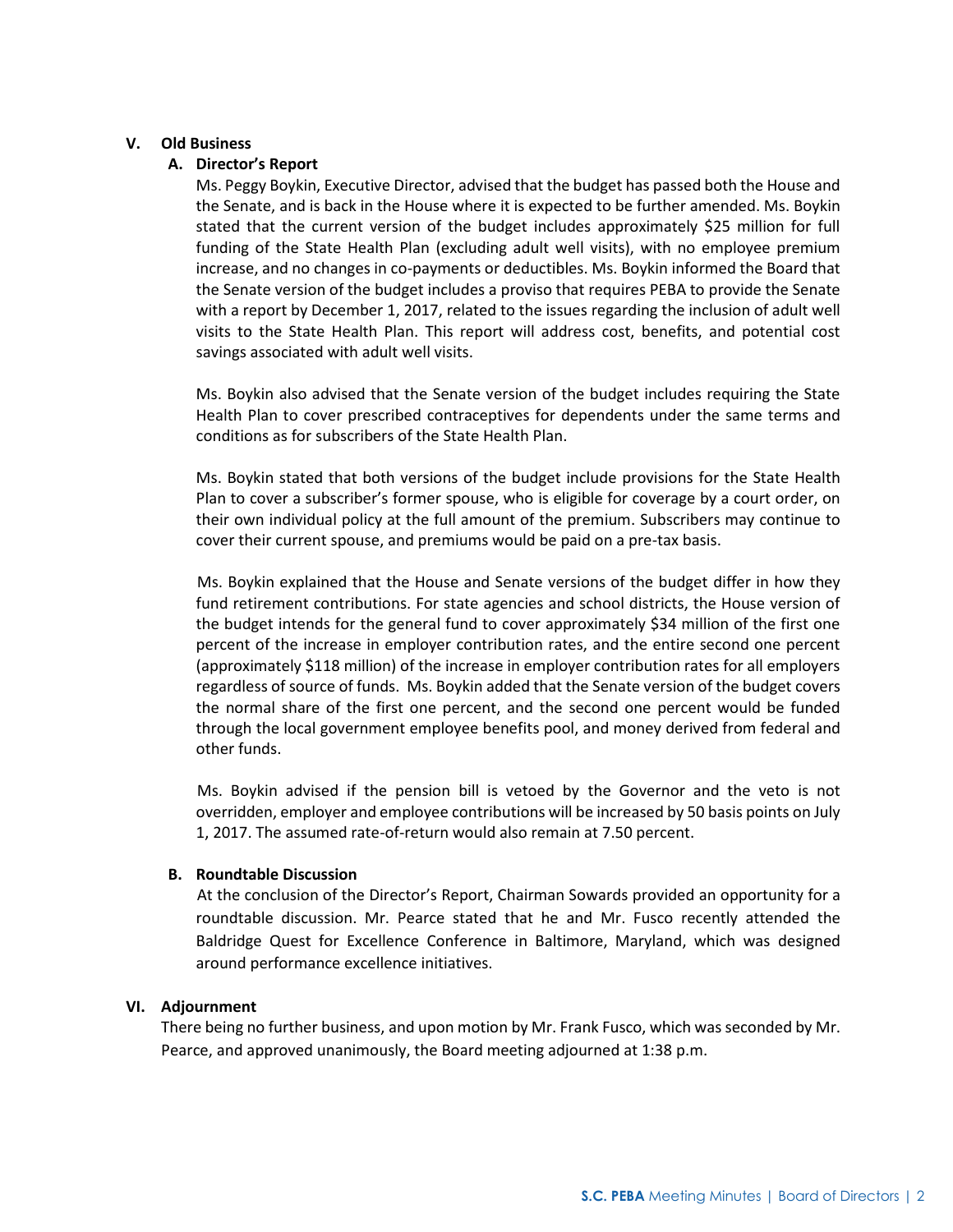## V. Old Business

### A. Director's Report

Ms. Peggy Boykin, Executive Director, advised that the budget has passed both the House and the Senate, and is back in the House where it is expected to be further amended. Ms. Boykin stated that the current version of the budget includes approximately $25 million for full funding of the State Health Plan (excluding adult well visits), with no employee premium increase, and no changes in co-payments or deductibles. Ms. Boykin informed the Board that the Senate version of the budget includes a proviso that requires PEBA to provide the Senate with a report by December 1, 2017, related to the issues regarding the inclusion of adult well visits to the State Health Plan. This report will address cost, benefits, and potential cost savings associated with adult well visits.

Ms. Boykin also advised that the Senate version of the budget includes requiring the State Health Plan to cover prescribed contraceptives for dependents under the same terms and conditions as for subscribers of the State Health Plan.

Ms. Boykin stated that both versions of the budget include provisions for the State Health Plan to cover a subscriber's former spouse, who is eligible for coverage by a court order, on their own individual policy at the full amount of the premium. Subscribers may continue to cover their current spouse, and premiums would be paid on a pre-tax basis.

Ms. Boykin explained that the House and Senate versions of the budget differ in how they fund retirement contributions. For state agencies and school districts, the House version of the budget intends for the general fund to cover approximately $34 million of the first one percent of the increase in employer contribution rates, and the entire second one percent (approximately $118 million) of the increase in employer contribution rates for all employers regardless of source of funds. Ms. Boykin added that the Senate version of the budget covers the normal share of the first one percent, and the second one percent would be funded through the local government employee benefits pool, and money derived from federal and other funds.

Ms. Boykin advised if the pension bill is vetoed by the Governor and the veto is not overridden, employer and employee contributions will be increased by 50 basis points on July 1, 2017. The assumed rate-of-return would also remain at 7.50 percent.

### B. Roundtable Discussion

At the conclusion of the Director's Report, Chairman Sowards provided an opportunity for a roundtable discussion. Mr. Pearce stated that he and Mr. Fusco recently attended the Baldridge Quest for Excellence Conference in Baltimore, Maryland, which was designed around performance excellence initiatives.

## VI. Adjournment

There being no further business, and upon motion by Mr. Frank Fusco, which was seconded by Mr. Pearce, and approved unanimously, the Board meeting adjourned at 1:38 p.m.